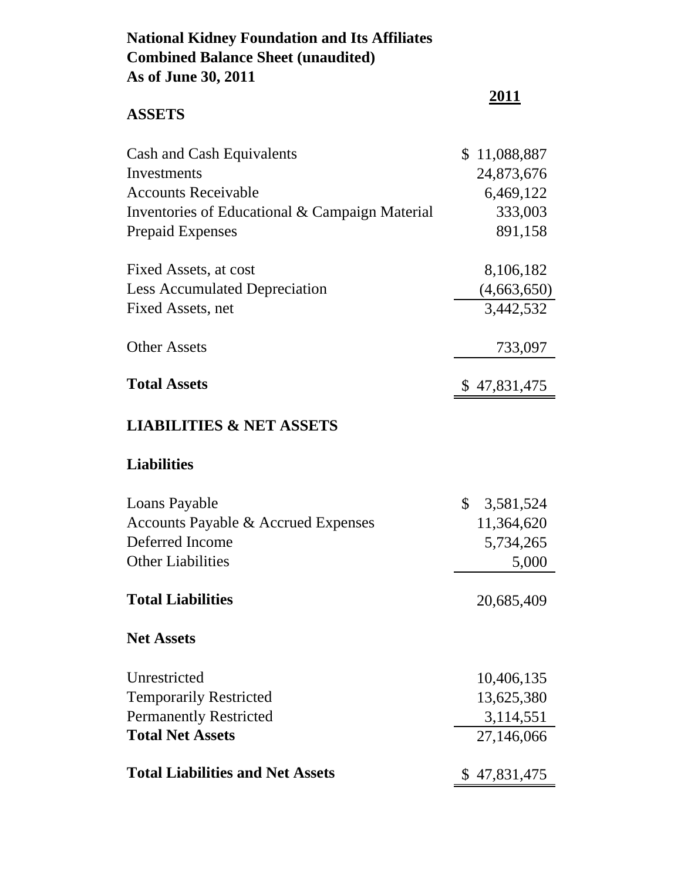**National Kidney Foundation and Its Affiliates**
**Combined Balance Sheet (unaudited)**
**As of June 30, 2011**

| | **2011** |
|---|---|
| **ASSETS** | |
| Cash and Cash Equivalents | $ 11,088,887 |
| Investments | 24,873,676 |
| Accounts Receivable | 6,469,122 |
| Inventories of Educational & Campaign Material | 333,003 |
| Prepaid Expenses | 891,158 |
| Fixed Assets, at cost | 8,106,182 |
| Less Accumulated Depreciation | (4,663,650) |
| Fixed Assets, net | 3,442,532 |
| Other Assets | 733,097 |
| **Total Assets** | $ 47,831,475 |
| **LIABILITIES & NET ASSETS** | |
| **Liabilities** | |
| Loans Payable | $ 3,581,524 |
| Accounts Payable & Accrued Expenses | 11,364,620 |
| Deferred Income | 5,734,265 |
| Other Liabilities | 5,000 |
| **Total Liabilities** | 20,685,409 |
| **Net Assets** | |
| Unrestricted | 10,406,135 |
| Temporarily Restricted | 13,625,380 |
| Permanently Restricted | 3,114,551 |
| **Total Net Assets** | 27,146,066 |
| **Total Liabilities and Net Assets** | $ 47,831,475 |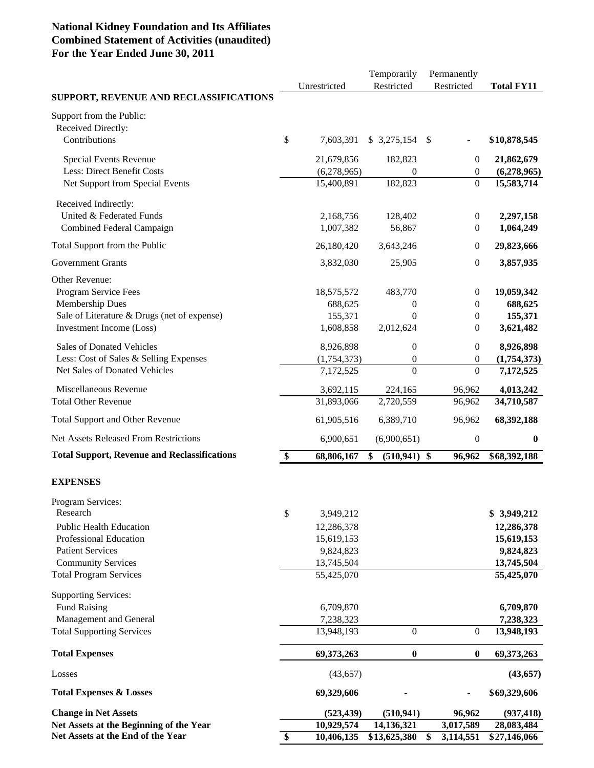**National Kidney Foundation and Its Affiliates**
**Combined Statement of Activities (unaudited)**
**For the Year Ended June 30, 2011**

| | Unrestricted | Temporarily Restricted | Permanently Restricted | **Total FY11** |
|---|---|---|---|---|
| **SUPPORT, REVENUE AND RECLASSIFICATIONS** | | | | |
| Support from the Public: | | | | |
| Received Directly: | | | | |
| Contributions | $ 7,603,391 | $ 3,275,154 | $ - | **$10,878,545** |
| Special Events Revenue | 21,679,856 | 182,823 | 0 | **21,862,679** |
| Less: Direct Benefit Costs | (6,278,965) | 0 | 0 | **(6,278,965)** |
| Net Support from Special Events | 15,400,891 | 182,823 | 0 | **15,583,714** |
| Received Indirectly: | | | | |
| United & Federated Funds | 2,168,756 | 128,402 | 0 | **2,297,158** |
| Combined Federal Campaign | 1,007,382 | 56,867 | 0 | **1,064,249** |
| Total Support from the Public | 26,180,420 | 3,643,246 | 0 | **29,823,666** |
| Government Grants | 3,832,030 | 25,905 | 0 | **3,857,935** |
| Other Revenue: | | | | |
| Program Service Fees | 18,575,572 | 483,770 | 0 | **19,059,342** |
| Membership Dues | 688,625 | 0 | 0 | **688,625** |
| Sale of Literature & Drugs (net of expense) | 155,371 | 0 | 0 | **155,371** |
| Investment Income (Loss) | 1,608,858 | 2,012,624 | 0 | **3,621,482** |
| Sales of Donated Vehicles | 8,926,898 | 0 | 0 | **8,926,898** |
| Less: Cost of Sales & Selling Expenses | (1,754,373) | 0 | 0 | **(1,754,373)** |
| Net Sales of Donated Vehicles | 7,172,525 | 0 | 0 | **7,172,525** |
| Miscellaneous Revenue | 3,692,115 | 224,165 | 96,962 | **4,013,242** |
| Total Other Revenue | 31,893,066 | 2,720,559 | 96,962 | **34,710,587** |
| Total Support and Other Revenue | 61,905,516 | 6,389,710 | 96,962 | **68,392,188** |
| Net Assets Released From Restrictions | 6,900,651 | (6,900,651) | 0 | **0** |
| **Total Support, Revenue and Reclassifications** | **$ 68,806,167** | **$ (510,941)** | **$ 96,962** | **$68,392,188** |
| **EXPENSES** | | | | |
| Program Services: | | | | |
| Research | $ 3,949,212 | | | **$ 3,949,212** |
| Public Health Education | 12,286,378 | | | **12,286,378** |
| Professional Education | 15,619,153 | | | **15,619,153** |
| Patient Services | 9,824,823 | | | **9,824,823** |
| Community Services | 13,745,504 | | | **13,745,504** |
| Total Program Services | 55,425,070 | | | **55,425,070** |
| Supporting Services: | | | | |
| Fund Raising | 6,709,870 | | | **6,709,870** |
| Management and General | 7,238,323 | | | **7,238,323** |
| Total Supporting Services | 13,948,193 | 0 | 0 | **13,948,193** |
| **Total Expenses** | **69,373,263** | **0** | **0** | **69,373,263** |
| Losses | (43,657) | | | **(43,657)** |
| **Total Expenses & Losses** | **69,329,606** | **-** | **-** | **$69,329,606** |
| **Change in Net Assets** | **(523,439)** | **(510,941)** | **96,962** | **(937,418)** |
| **Net Assets at the Beginning of the Year** | **10,929,574** | **14,136,321** | **3,017,589** | **28,083,484** |
| **Net Assets at the End of the Year** | **$ 10,406,135** | **$13,625,380** | **$ 3,114,551** | **$27,146,066** |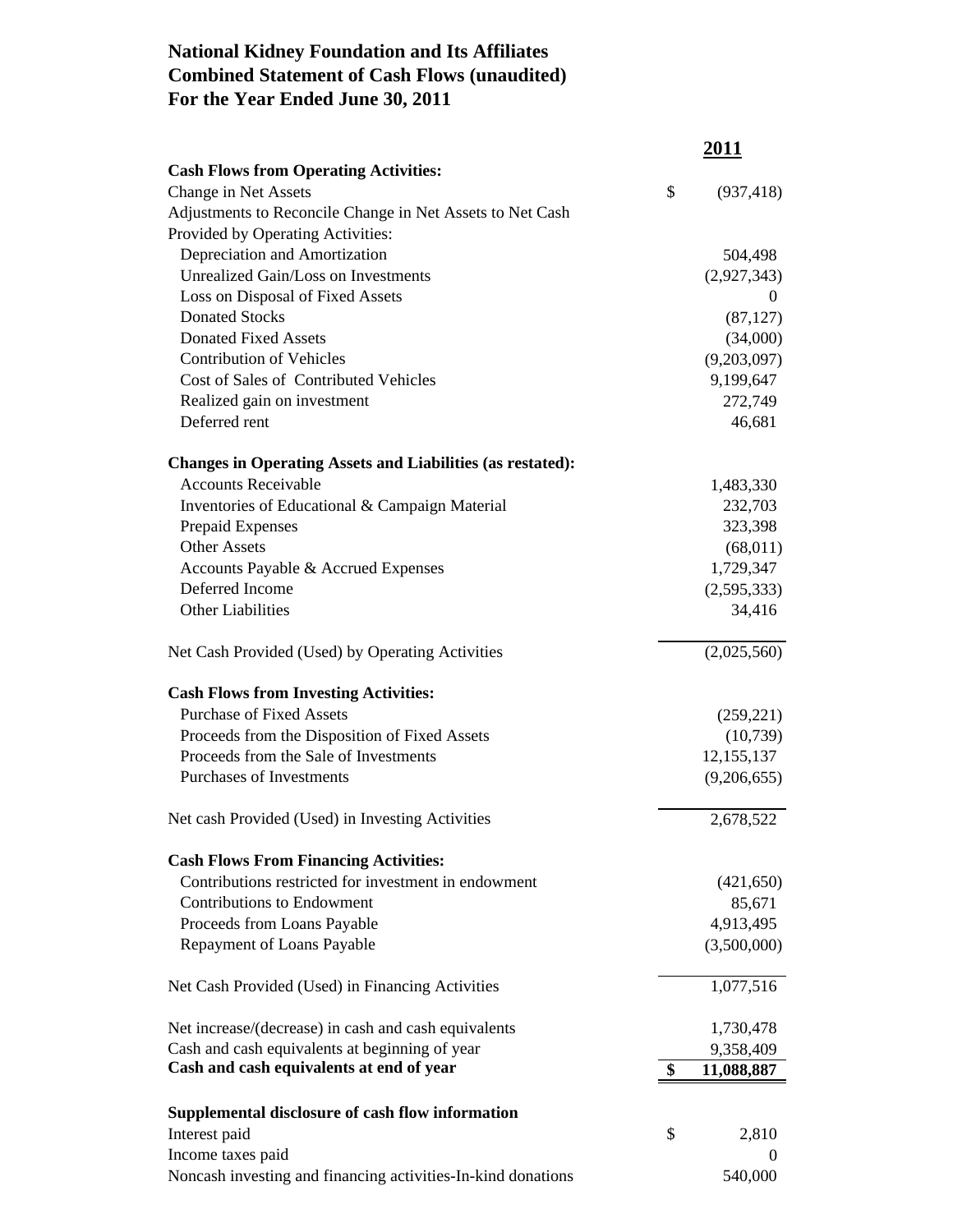# National Kidney Foundation and Its Affiliates
# Combined Statement of Cash Flows (unaudited)
# For the Year Ended June 30, 2011

| | 2011 |
|---|---|
| **Cash Flows from Operating Activities:** | |
| Change in Net Assets | $ (937,418) |
| Adjustments to Reconcile Change in Net Assets to Net Cash Provided by Operating Activities: | |
| Depreciation and Amortization | 504,498 |
| Unrealized Gain/Loss on Investments | (2,927,343) |
| Loss on Disposal of Fixed Assets | 0 |
| Donated Stocks | (87,127) |
| Donated Fixed Assets | (34,000) |
| Contribution of Vehicles | (9,203,097) |
| Cost of Sales of Contributed Vehicles | 9,199,647 |
| Realized gain on investment | 272,749 |
| Deferred rent | 46,681 |
| **Changes in Operating Assets and Liabilities (as restated):** | |
| Accounts Receivable | 1,483,330 |
| Inventories of Educational & Campaign Material | 232,703 |
| Prepaid Expenses | 323,398 |
| Other Assets | (68,011) |
| Accounts Payable & Accrued Expenses | 1,729,347 |
| Deferred Income | (2,595,333) |
| Other Liabilities | 34,416 |
| Net Cash Provided (Used) by Operating Activities | (2,025,560) |
| **Cash Flows from Investing Activities:** | |
| Purchase of Fixed Assets | (259,221) |
| Proceeds from the Disposition of Fixed Assets | (10,739) |
| Proceeds from the Sale of Investments | 12,155,137 |
| Purchases of Investments | (9,206,655) |
| Net cash Provided (Used) in Investing Activities | 2,678,522 |
| **Cash Flows From Financing Activities:** | |
| Contributions restricted for investment in endowment | (421,650) |
| Contributions to Endowment | 85,671 |
| Proceeds from Loans Payable | 4,913,495 |
| Repayment of Loans Payable | (3,500,000) |
| Net Cash Provided (Used) in Financing Activities | 1,077,516 |
| Net increase/(decrease) in cash and cash equivalents | 1,730,478 |
| Cash and cash equivalents at beginning of year | 9,358,409 |
| **Cash and cash equivalents at end of year** | **$ 11,088,887** |
| **Supplemental disclosure of cash flow information** | |
| Interest paid | $ 2,810 |
| Income taxes paid | 0 |
| Noncash investing and financing activities-In-kind donations | 540,000 |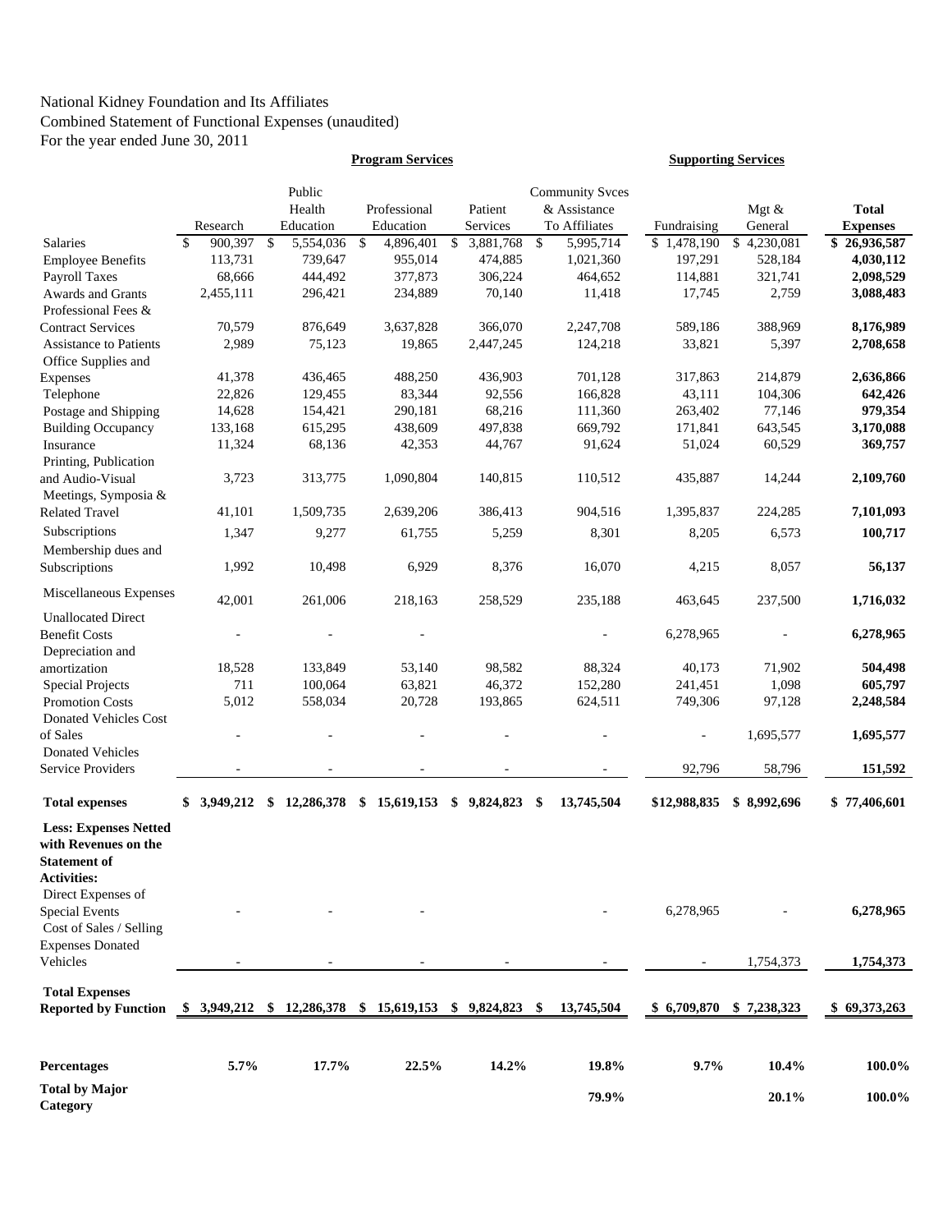National Kidney Foundation and Its Affiliates
Combined Statement of Functional Expenses (unaudited)
For the year ended June 30, 2011

| | **Program Services** | | | | | **Supporting Services** | | |
|---|---|---|---|---|---|---|---|---|
| | Research | Public Health Education | Professional Education | Patient Services | Community Svces & Assistance To Affiliates | Fundraising | Mgt & General | **Total Expenses** |
| Salaries | $ 900,397 | $ 5,554,036 | $ 4,896,401 | $ 3,881,768 | $ 5,995,714 | $ 1,478,190 | $ 4,230,081 | **$ 26,936,587** |
| Employee Benefits | 113,731 | 739,647 | 955,014 | 474,885 | 1,021,360 | 197,291 | 528,184 | **4,030,112** |
| Payroll Taxes | 68,666 | 444,492 | 377,873 | 306,224 | 464,652 | 114,881 | 321,741 | **2,098,529** |
| Awards and Grants | 2,455,111 | 296,421 | 234,889 | 70,140 | 11,418 | 17,745 | 2,759 | **3,088,483** |
| Professional Fees & Contract Services | 70,579 | 876,649 | 3,637,828 | 366,070 | 2,247,708 | 589,186 | 388,969 | **8,176,989** |
| Assistance to Patients | 2,989 | 75,123 | 19,865 | 2,447,245 | 124,218 | 33,821 | 5,397 | **2,708,658** |
| Office Supplies and Expenses | 41,378 | 436,465 | 488,250 | 436,903 | 701,128 | 317,863 | 214,879 | **2,636,866** |
| Telephone | 22,826 | 129,455 | 83,344 | 92,556 | 166,828 | 43,111 | 104,306 | **642,426** |
| Postage and Shipping | 14,628 | 154,421 | 290,181 | 68,216 | 111,360 | 263,402 | 77,146 | **979,354** |
| Building Occupancy | 133,168 | 615,295 | 438,609 | 497,838 | 669,792 | 171,841 | 643,545 | **3,170,088** |
| Insurance | 11,324 | 68,136 | 42,353 | 44,767 | 91,624 | 51,024 | 60,529 | **369,757** |
| Printing, Publication and Audio-Visual | 3,723 | 313,775 | 1,090,804 | 140,815 | 110,512 | 435,887 | 14,244 | **2,109,760** |
| Meetings, Symposia & Related Travel | 41,101 | 1,509,735 | 2,639,206 | 386,413 | 904,516 | 1,395,837 | 224,285 | **7,101,093** |
| Subscriptions | 1,347 | 9,277 | 61,755 | 5,259 | 8,301 | 8,205 | 6,573 | **100,717** |
| Membership dues and Subscriptions | 1,992 | 10,498 | 6,929 | 8,376 | 16,070 | 4,215 | 8,057 | **56,137** |
| Miscellaneous Expenses | 42,001 | 261,006 | 218,163 | 258,529 | 235,188 | 463,645 | 237,500 | **1,716,032** |
| Unallocated Direct Benefit Costs | - | - | - | | - | 6,278,965 | - | **6,278,965** |
| Depreciation and amortization | 18,528 | 133,849 | 53,140 | 98,582 | 88,324 | 40,173 | 71,902 | **504,498** |
| Special Projects | 711 | 100,064 | 63,821 | 46,372 | 152,280 | 241,451 | 1,098 | **605,797** |
| Promotion Costs | 5,012 | 558,034 | 20,728 | 193,865 | 624,511 | 749,306 | 97,128 | **2,248,584** |
| Donated Vehicles Cost of Sales | - | - | - | - | - | - | 1,695,577 | **1,695,577** |
| Donated Vehicles Service Providers | - | - | - | - | - | 92,796 | 58,796 | **151,592** |
| **Total expenses** | **$ 3,949,212** | **$ 12,286,378** | **$ 15,619,153** | **$ 9,824,823** | **$ 13,745,504** | **$12,988,835** | **$ 8,992,696** | **$ 77,406,601** |
| **Less: Expenses Netted with Revenues on the Statement of Activities:** | | | | | | | | |
| Direct Expenses of Special Events | - | - | - | | - | 6,278,965 | - | **6,278,965** |
| Cost of Sales / Selling Expenses Donated Vehicles | - | - | - | - | - | - | 1,754,373 | **1,754,373** |
| **Total Expenses Reported by Function** | **$ 3,949,212** | **$ 12,286,378** | **$ 15,619,153** | **$ 9,824,823** | **$ 13,745,504** | **$ 6,709,870** | **$ 7,238,323** | **$ 69,373,263** |
| **Percentages** | **5.7%** | **17.7%** | **22.5%** | **14.2%** | **19.8%** | **9.7%** | **10.4%** | **100.0%** |
| **Total by Major Category** | | | | | **79.9%** | | **20.1%** | **100.0%** |